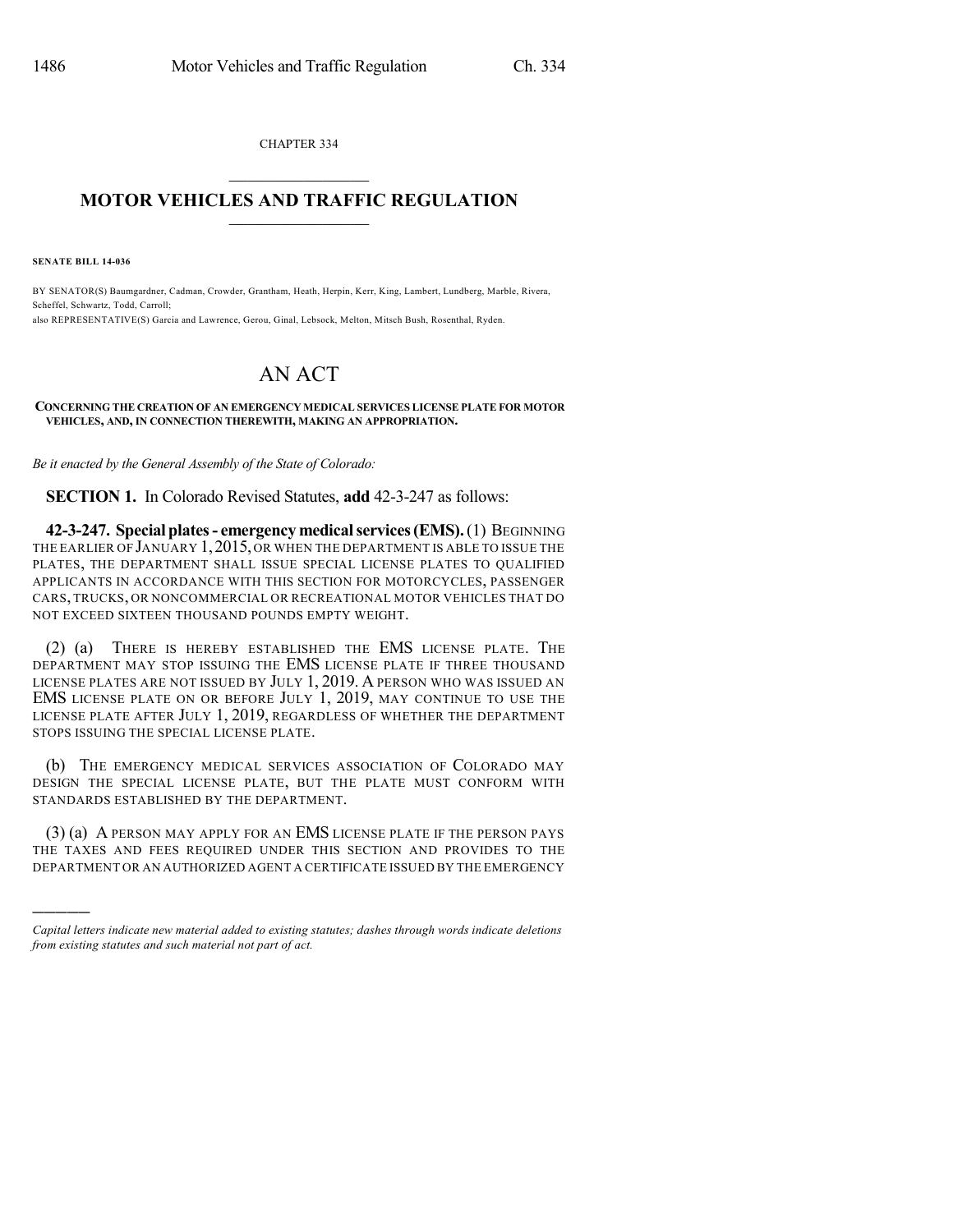CHAPTER 334

## MOTOR VEHICLES AND TRAFFIC REGULATION

**SENATE BILL 14-036**

BY SENATOR(S) Baumgardner, Cadman, Crowder, Grantham, Heath, Herpin, Kerr, King, Lambert, Lundberg, Marble, Rivera, Scheffel, Schwartz, Todd, Carroll;
also REPRESENTATIVE(S) Garcia and Lawrence, Gerou, Ginal, Lebsock, Melton, Mitsch Bush, Rosenthal, Ryden.

# AN ACT

**CONCERNING THE CREATION OF AN EMERGENCY MEDICAL SERVICES LICENSE PLATE FOR MOTOR VEHICLES, AND, IN CONNECTION THEREWITH, MAKING AN APPROPRIATION.**

*Be it enacted by the General Assembly of the State of Colorado:*

**SECTION 1.** In Colorado Revised Statutes, **add** 42-3-247 as follows:

**42-3-247. Special plates - emergency medical services (EMS).** (1) BEGINNING THE EARLIER OF JANUARY 1, 2015, OR WHEN THE DEPARTMENT IS ABLE TO ISSUE THE PLATES, THE DEPARTMENT SHALL ISSUE SPECIAL LICENSE PLATES TO QUALIFIED APPLICANTS IN ACCORDANCE WITH THIS SECTION FOR MOTORCYCLES, PASSENGER CARS, TRUCKS, OR NONCOMMERCIAL OR RECREATIONAL MOTOR VEHICLES THAT DO NOT EXCEED SIXTEEN THOUSAND POUNDS EMPTY WEIGHT.

(2) (a) THERE IS HEREBY ESTABLISHED THE EMS LICENSE PLATE. THE DEPARTMENT MAY STOP ISSUING THE EMS LICENSE PLATE IF THREE THOUSAND LICENSE PLATES ARE NOT ISSUED BY JULY 1, 2019. A PERSON WHO WAS ISSUED AN EMS LICENSE PLATE ON OR BEFORE JULY 1, 2019, MAY CONTINUE TO USE THE LICENSE PLATE AFTER JULY 1, 2019, REGARDLESS OF WHETHER THE DEPARTMENT STOPS ISSUING THE SPECIAL LICENSE PLATE.

(b) THE EMERGENCY MEDICAL SERVICES ASSOCIATION OF COLORADO MAY DESIGN THE SPECIAL LICENSE PLATE, BUT THE PLATE MUST CONFORM WITH STANDARDS ESTABLISHED BY THE DEPARTMENT.

(3) (a) A PERSON MAY APPLY FOR AN EMS LICENSE PLATE IF THE PERSON PAYS THE TAXES AND FEES REQUIRED UNDER THIS SECTION AND PROVIDES TO THE DEPARTMENT OR AN AUTHORIZED AGENT A CERTIFICATE ISSUED BY THE EMERGENCY

*Capital letters indicate new material added to existing statutes; dashes through words indicate deletions from existing statutes and such material not part of act.*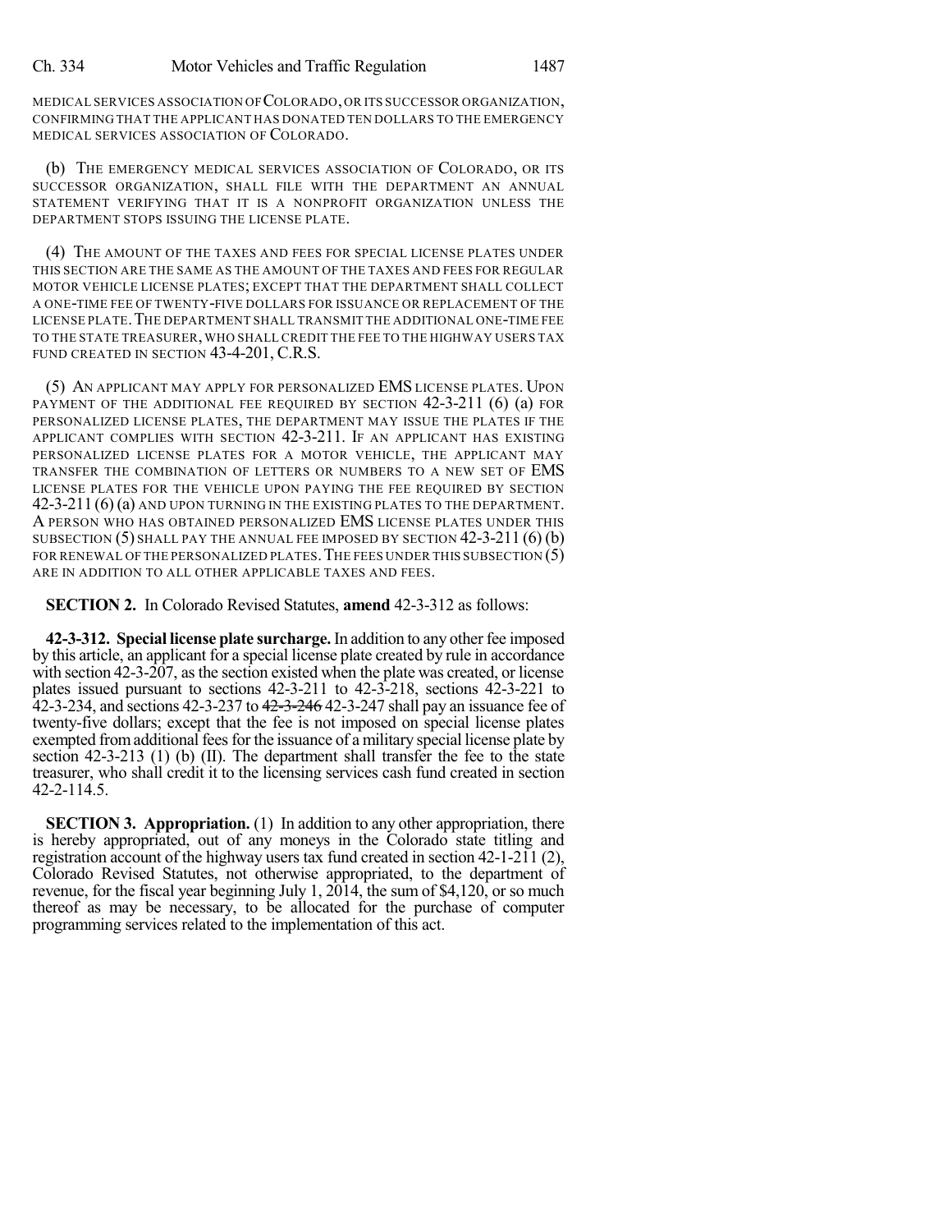MEDICAL SERVICES ASSOCIATION OF COLORADO, OR ITS SUCCESSOR ORGANIZATION, CONFIRMING THAT THE APPLICANT HAS DONATED TEN DOLLARS TO THE EMERGENCY MEDICAL SERVICES ASSOCIATION OF COLORADO.

(b) THE EMERGENCY MEDICAL SERVICES ASSOCIATION OF COLORADO, OR ITS SUCCESSOR ORGANIZATION, SHALL FILE WITH THE DEPARTMENT AN ANNUAL STATEMENT VERIFYING THAT IT IS A NONPROFIT ORGANIZATION UNLESS THE DEPARTMENT STOPS ISSUING THE LICENSE PLATE.

(4) THE AMOUNT OF THE TAXES AND FEES FOR SPECIAL LICENSE PLATES UNDER THIS SECTION ARE THE SAME AS THE AMOUNT OF THE TAXES AND FEES FOR REGULAR MOTOR VEHICLE LICENSE PLATES; EXCEPT THAT THE DEPARTMENT SHALL COLLECT A ONE-TIME FEE OF TWENTY-FIVE DOLLARS FOR ISSUANCE OR REPLACEMENT OF THE LICENSE PLATE. THE DEPARTMENT SHALL TRANSMIT THE ADDITIONAL ONE-TIME FEE TO THE STATE TREASURER, WHO SHALL CREDIT THE FEE TO THE HIGHWAY USERS TAX FUND CREATED IN SECTION 43-4-201, C.R.S.

(5) AN APPLICANT MAY APPLY FOR PERSONALIZED EMS LICENSE PLATES. UPON PAYMENT OF THE ADDITIONAL FEE REQUIRED BY SECTION 42-3-211 (6) (a) FOR PERSONALIZED LICENSE PLATES, THE DEPARTMENT MAY ISSUE THE PLATES IF THE APPLICANT COMPLIES WITH SECTION 42-3-211. IF AN APPLICANT HAS EXISTING PERSONALIZED LICENSE PLATES FOR A MOTOR VEHICLE, THE APPLICANT MAY TRANSFER THE COMBINATION OF LETTERS OR NUMBERS TO A NEW SET OF EMS LICENSE PLATES FOR THE VEHICLE UPON PAYING THE FEE REQUIRED BY SECTION 42-3-211 (6) (a) AND UPON TURNING IN THE EXISTING PLATES TO THE DEPARTMENT. A PERSON WHO HAS OBTAINED PERSONALIZED EMS LICENSE PLATES UNDER THIS SUBSECTION (5) SHALL PAY THE ANNUAL FEE IMPOSED BY SECTION 42-3-211 (6) (b) FOR RENEWAL OF THE PERSONALIZED PLATES. THE FEES UNDER THIS SUBSECTION (5) ARE IN ADDITION TO ALL OTHER APPLICABLE TAXES AND FEES.

**SECTION 2.** In Colorado Revised Statutes, **amend** 42-3-312 as follows:

**42-3-312. Special license plate surcharge.** In addition to any other fee imposed by this article, an applicant for a special license plate created by rule in accordance with section 42-3-207, as the section existed when the plate was created, or license plates issued pursuant to sections 42-3-211 to 42-3-218, sections 42-3-221 to 42-3-234, and sections 42-3-237 to ~~42-3-246~~ 42-3-247 shall pay an issuance fee of twenty-five dollars; except that the fee is not imposed on special license plates exempted from additional fees for the issuance of a military special license plate by section 42-3-213 (1) (b) (II). The department shall transfer the fee to the state treasurer, who shall credit it to the licensing services cash fund created in section 42-2-114.5.

**SECTION 3. Appropriation.** (1) In addition to any other appropriation, there is hereby appropriated, out of any moneys in the Colorado state titling and registration account of the highway users tax fund created in section 42-1-211 (2), Colorado Revised Statutes, not otherwise appropriated, to the department of revenue, for the fiscal year beginning July 1, 2014, the sum of $4,120, or so much thereof as may be necessary, to be allocated for the purchase of computer programming services related to the implementation of this act.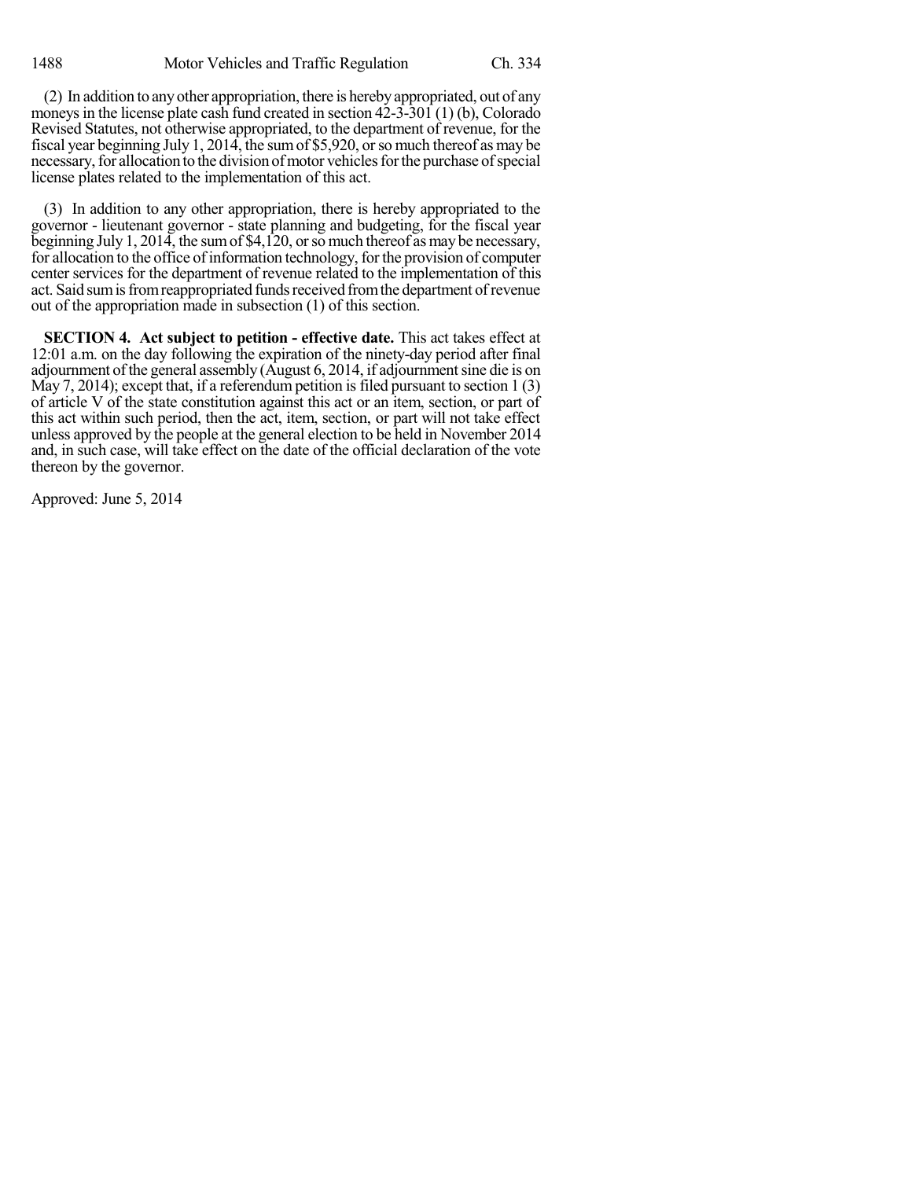(2) In addition to any other appropriation, there is hereby appropriated, out of any moneys in the license plate cash fund created in section 42-3-301 (1) (b), Colorado Revised Statutes, not otherwise appropriated, to the department of revenue, for the fiscal year beginning July 1, 2014, the sum of $5,920, or so much thereof as may be necessary, for allocation to the division of motor vehicles for the purchase of special license plates related to the implementation of this act.

(3) In addition to any other appropriation, there is hereby appropriated to the governor - lieutenant governor - state planning and budgeting, for the fiscal year beginning July 1, 2014, the sum of $4,120, or so much thereof as may be necessary, for allocation to the office of information technology, for the provision of computer center services for the department of revenue related to the implementation of this act. Said sum is from reappropriated funds received from the department of revenue out of the appropriation made in subsection (1) of this section.

**SECTION 4. Act subject to petition - effective date.** This act takes effect at 12:01 a.m. on the day following the expiration of the ninety-day period after final adjournment of the general assembly (August 6, 2014, if adjournment sine die is on May 7, 2014); except that, if a referendum petition is filed pursuant to section 1 (3) of article V of the state constitution against this act or an item, section, or part of this act within such period, then the act, item, section, or part will not take effect unless approved by the people at the general election to be held in November 2014 and, in such case, will take effect on the date of the official declaration of the vote thereon by the governor.

Approved: June 5, 2014